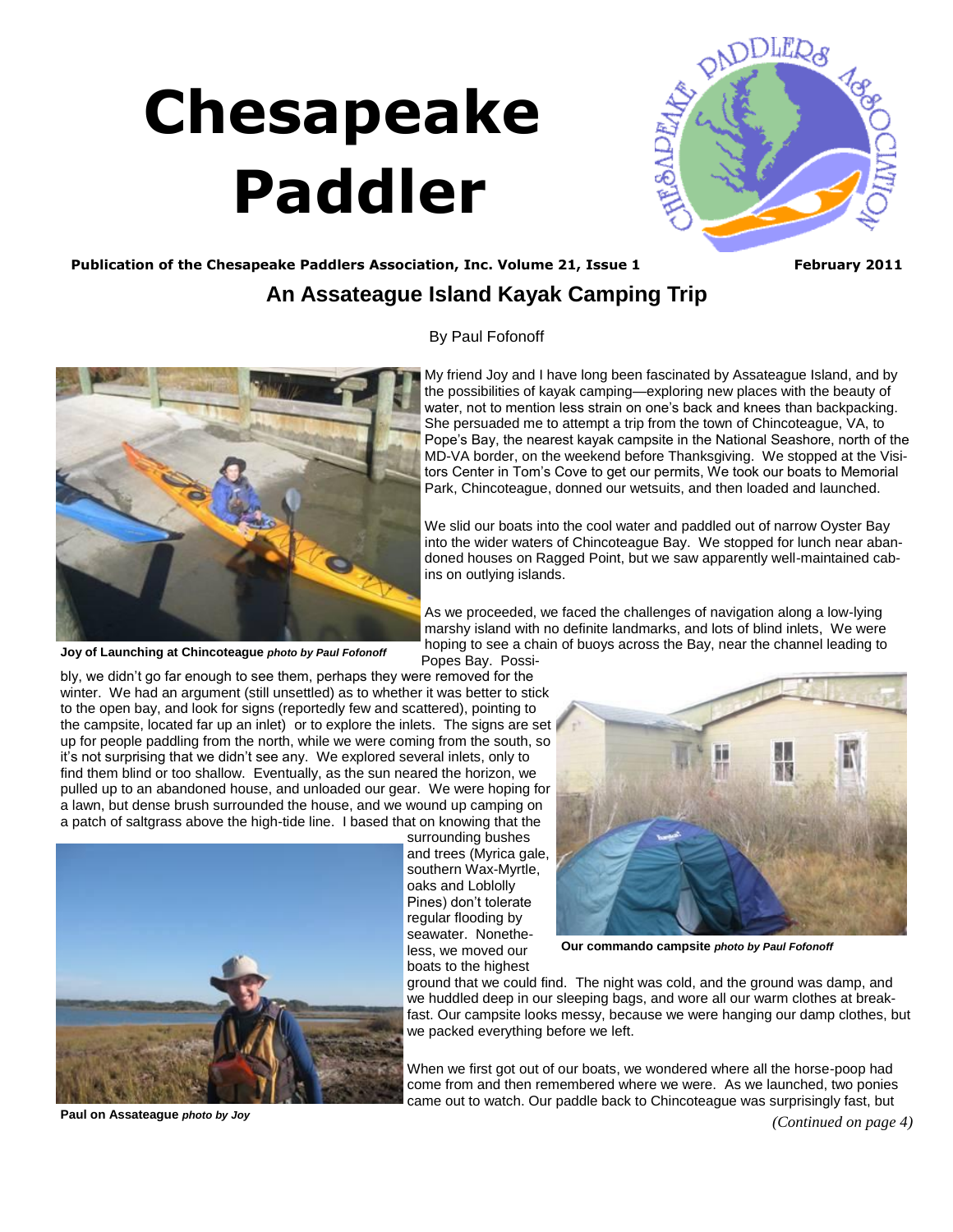# Chesapeake Paddler

**Publication of the Chesapeake Paddlers Association, Inc. Volume 21, Issue 1** **February 2011**

## An Assateague Island Kayak Camping Trip

By Paul Fofonoff

My friend Joy and I have long been fascinated by Assateague Island, and by the possibilities of kayak camping—exploring new places with the beauty of water, not to mention less strain on one's back and knees than backpacking. She persuaded me to attempt a trip from the town of Chincoteague, VA, to Pope's Bay, the nearest kayak campsite in the National Seashore, north of the MD-VA border, on the weekend before Thanksgiving. We stopped at the Visitors Center in Tom's Cove to get our permits, We took our boats to Memorial Park, Chincoteague, donned our wetsuits, and then loaded and launched.

**Joy of Launching at Chincoteague** ***photo by Paul Fofonoff***

We slid our boats into the cool water and paddled out of narrow Oyster Bay into the wider waters of Chincoteague Bay. We stopped for lunch near abandoned houses on Ragged Point, but we saw apparently well-maintained cabins on outlying islands.

As we proceeded, we faced the challenges of navigation along a low-lying marshy island with no definite landmarks, and lots of blind inlets, We were hoping to see a chain of buoys across the Bay, near the channel leading to Popes Bay. Possibly, we didn't go far enough to see them, perhaps they were removed for the winter. We had an argument (still unsettled) as to whether it was better to stick to the open bay, and look for signs (reportedly few and scattered), pointing to the campsite, located far up an inlet) or to explore the inlets. The signs are set up for people paddling from the north, while we were coming from the south, so it's not surprising that we didn't see any. We explored several inlets, only to find them blind or too shallow. Eventually, as the sun neared the horizon, we pulled up to an abandoned house, and unloaded our gear. We were hoping for a lawn, but dense brush surrounded the house, and we wound up camping on a patch of saltgrass above the high-tide line. I based that on knowing that the surrounding bushes and trees (Myrica gale, southern Wax-Myrtle, oaks and Loblolly Pines) don't tolerate regular flooding by seawater. Nonetheless, we moved our boats to the highest ground that we could find. The night was cold, and the ground was damp, and we huddled deep in our sleeping bags, and wore all our warm clothes at breakfast. Our campsite looks messy, because we were hanging our damp clothes, but we packed everything before we left.

**Our commando campsite** ***photo by Paul Fofonoff***

**Paul on Assateague** ***photo by Joy***

When we first got out of our boats, we wondered where all the horse-poop had come from and then remembered where we were. As we launched, two ponies came out to watch. Our paddle back to Chincoteague was surprisingly fast, but

*(Continued on page 4)*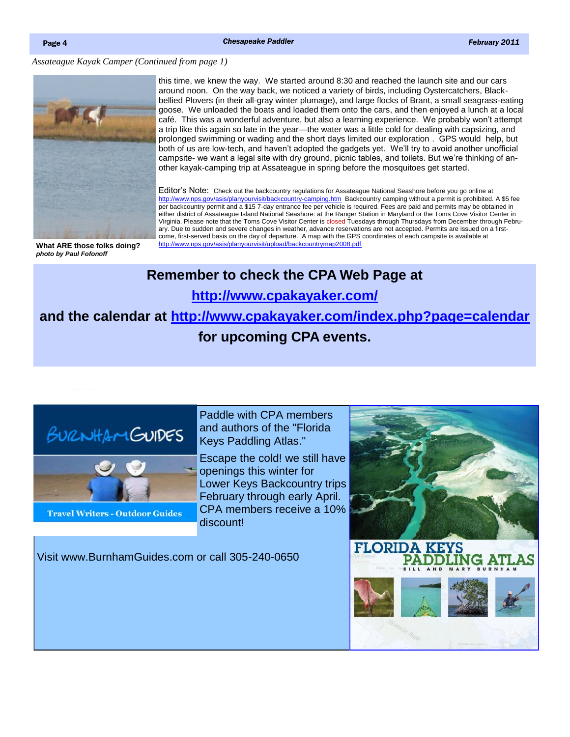*Assateague Kayak Camper (Continued from page 1)*

this time, we knew the way. We started around 8:30 and reached the launch site and our cars around noon. On the way back, we noticed a variety of birds, including Oystercatchers, Black-bellied Plovers (in their all-gray winter plumage), and large flocks of Brant, a small seagrass-eating goose. We unloaded the boats and loaded them onto the cars, and then enjoyed a lunch at a local café. This was a wonderful adventure, but also a learning experience. We probably won't attempt a trip like this again so late in the year—the water was a little cold for dealing with capsizing, and prolonged swimming or wading and the short days limited our exploration . GPS would help, but both of us are low-tech, and haven't adopted the gadgets yet. We'll try to avoid another unofficial campsite- we want a legal site with dry ground, picnic tables, and toilets. But we're thinking of another kayak-camping trip at Assateague in spring before the mosquitoes get started.

Editor's Note: Check out the backcountry regulations for Assateague National Seashore before you go online at http://www.nps.gov/asis/planyourvisit/backcountry-camping.htm Backcountry camping without a permit is prohibited. A $5 fee per backcountry permit and a $15 7-day entrance fee per vehicle is required. Fees are paid and permits may be obtained in either district of Assateague Island National Seashore: at the Ranger Station in Maryland or the Toms Cove Visitor Center in Virginia. Please note that the Toms Cove Visitor Center is closed Tuesdays through Thursdays from December through February. Due to sudden and severe changes in weather, advance reservations are not accepted. Permits are issued on a first-come, first-served basis on the day of departure. A map with the GPS coordinates of each campsite is available at http://www.nps.gov/asis/planyourvisit/upload/backcountrymap2008.pdf

**What ARE those folks doing?**
***photo by Paul Fofonoff***

## Remember to check the CPA Web Page at

## http://www.cpakayaker.com/

## and the calendar at http://www.cpakayaker.com/index.php?page=calendar

## for upcoming CPA events.

BurnhamGuides

Travel Writers - Outdoor Guides

Paddle with CPA members and authors of the "Florida Keys Paddling Atlas."

Escape the cold! we still have openings this winter for Lower Keys Backcountry trips February through early April. CPA members receive a 10% discount!

Visit www.BurnhamGuides.com or call 305-240-0650

FLORIDA KEYS PADDLING ATLAS

BILL AND MARY BURNHAM